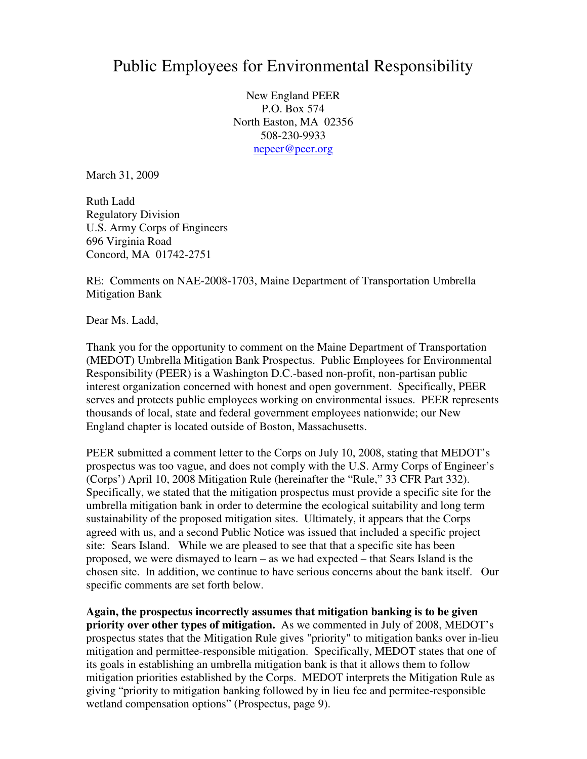# Public Employees for Environmental Responsibility

New England PEER
P.O. Box 574
North Easton, MA 02356
508-230-9933
nepeer@peer.org

March 31, 2009

Ruth Ladd
Regulatory Division
U.S. Army Corps of Engineers
696 Virginia Road
Concord, MA 01742-2751

RE: Comments on NAE-2008-1703, Maine Department of Transportation Umbrella Mitigation Bank

Dear Ms. Ladd,

Thank you for the opportunity to comment on the Maine Department of Transportation (MEDOT) Umbrella Mitigation Bank Prospectus. Public Employees for Environmental Responsibility (PEER) is a Washington D.C.-based non-profit, non-partisan public interest organization concerned with honest and open government. Specifically, PEER serves and protects public employees working on environmental issues. PEER represents thousands of local, state and federal government employees nationwide; our New England chapter is located outside of Boston, Massachusetts.

PEER submitted a comment letter to the Corps on July 10, 2008, stating that MEDOT's prospectus was too vague, and does not comply with the U.S. Army Corps of Engineer's (Corps') April 10, 2008 Mitigation Rule (hereinafter the "Rule," 33 CFR Part 332). Specifically, we stated that the mitigation prospectus must provide a specific site for the umbrella mitigation bank in order to determine the ecological suitability and long term sustainability of the proposed mitigation sites. Ultimately, it appears that the Corps agreed with us, and a second Public Notice was issued that included a specific project site: Sears Island. While we are pleased to see that that a specific site has been proposed, we were dismayed to learn – as we had expected – that Sears Island is the chosen site. In addition, we continue to have serious concerns about the bank itself. Our specific comments are set forth below.

**Again, the prospectus incorrectly assumes that mitigation banking is to be given priority over other types of mitigation.** As we commented in July of 2008, MEDOT's prospectus states that the Mitigation Rule gives "priority" to mitigation banks over in-lieu mitigation and permittee-responsible mitigation. Specifically, MEDOT states that one of its goals in establishing an umbrella mitigation bank is that it allows them to follow mitigation priorities established by the Corps. MEDOT interprets the Mitigation Rule as giving "priority to mitigation banking followed by in lieu fee and permitee-responsible wetland compensation options" (Prospectus, page 9).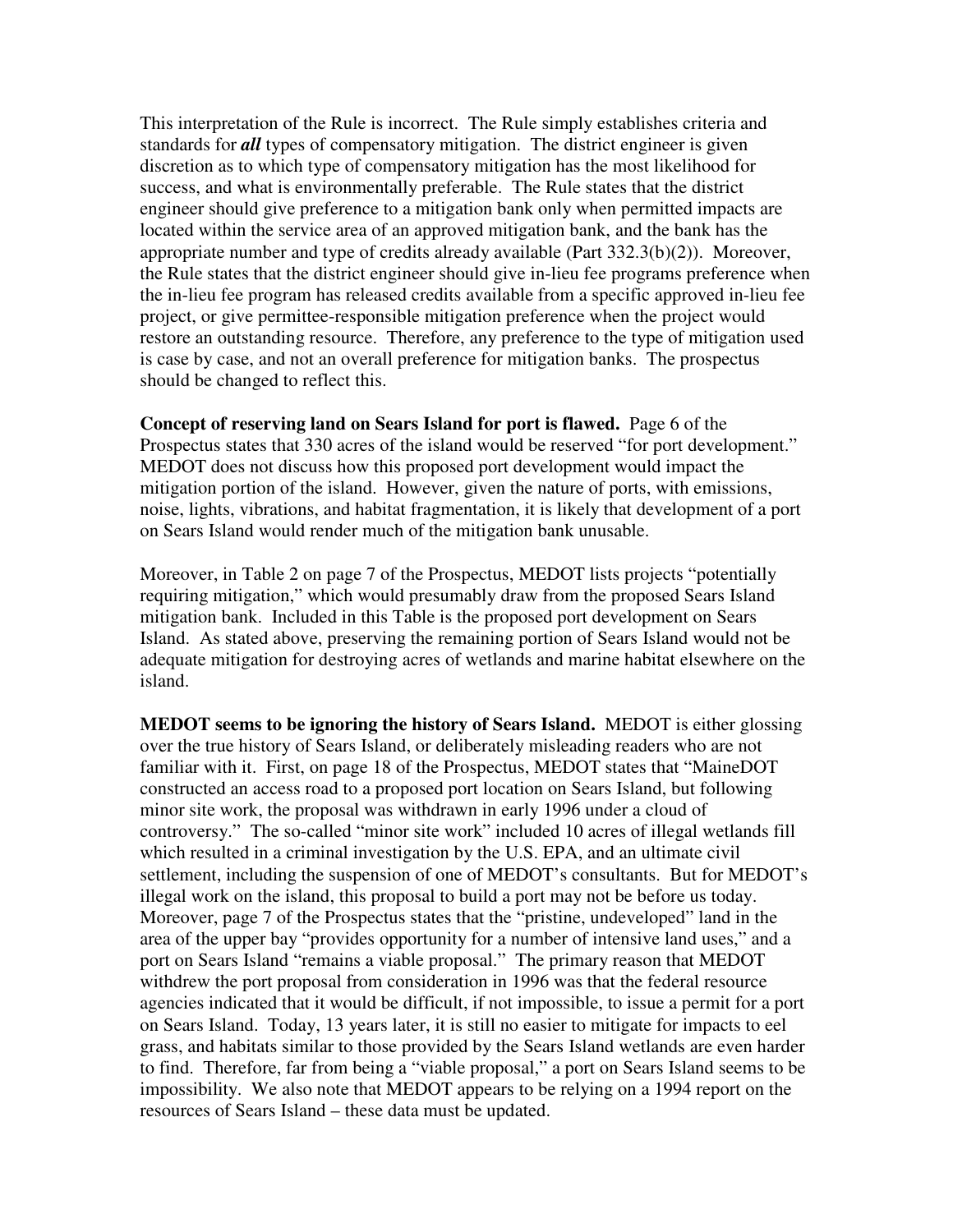This interpretation of the Rule is incorrect. The Rule simply establishes criteria and standards for ***all*** types of compensatory mitigation. The district engineer is given discretion as to which type of compensatory mitigation has the most likelihood for success, and what is environmentally preferable. The Rule states that the district engineer should give preference to a mitigation bank only when permitted impacts are located within the service area of an approved mitigation bank, and the bank has the appropriate number and type of credits already available (Part 332.3(b)(2)). Moreover, the Rule states that the district engineer should give in-lieu fee programs preference when the in-lieu fee program has released credits available from a specific approved in-lieu fee project, or give permittee-responsible mitigation preference when the project would restore an outstanding resource. Therefore, any preference to the type of mitigation used is case by case, and not an overall preference for mitigation banks. The prospectus should be changed to reflect this.

**Concept of reserving land on Sears Island for port is flawed.** Page 6 of the Prospectus states that 330 acres of the island would be reserved "for port development." MEDOT does not discuss how this proposed port development would impact the mitigation portion of the island. However, given the nature of ports, with emissions, noise, lights, vibrations, and habitat fragmentation, it is likely that development of a port on Sears Island would render much of the mitigation bank unusable.

Moreover, in Table 2 on page 7 of the Prospectus, MEDOT lists projects "potentially requiring mitigation," which would presumably draw from the proposed Sears Island mitigation bank. Included in this Table is the proposed port development on Sears Island. As stated above, preserving the remaining portion of Sears Island would not be adequate mitigation for destroying acres of wetlands and marine habitat elsewhere on the island.

**MEDOT seems to be ignoring the history of Sears Island.** MEDOT is either glossing over the true history of Sears Island, or deliberately misleading readers who are not familiar with it. First, on page 18 of the Prospectus, MEDOT states that "MaineDOT constructed an access road to a proposed port location on Sears Island, but following minor site work, the proposal was withdrawn in early 1996 under a cloud of controversy." The so-called "minor site work" included 10 acres of illegal wetlands fill which resulted in a criminal investigation by the U.S. EPA, and an ultimate civil settlement, including the suspension of one of MEDOT's consultants. But for MEDOT's illegal work on the island, this proposal to build a port may not be before us today. Moreover, page 7 of the Prospectus states that the "pristine, undeveloped" land in the area of the upper bay "provides opportunity for a number of intensive land uses," and a port on Sears Island "remains a viable proposal." The primary reason that MEDOT withdrew the port proposal from consideration in 1996 was that the federal resource agencies indicated that it would be difficult, if not impossible, to issue a permit for a port on Sears Island. Today, 13 years later, it is still no easier to mitigate for impacts to eel grass, and habitats similar to those provided by the Sears Island wetlands are even harder to find. Therefore, far from being a "viable proposal," a port on Sears Island seems to be impossibility. We also note that MEDOT appears to be relying on a 1994 report on the resources of Sears Island – these data must be updated.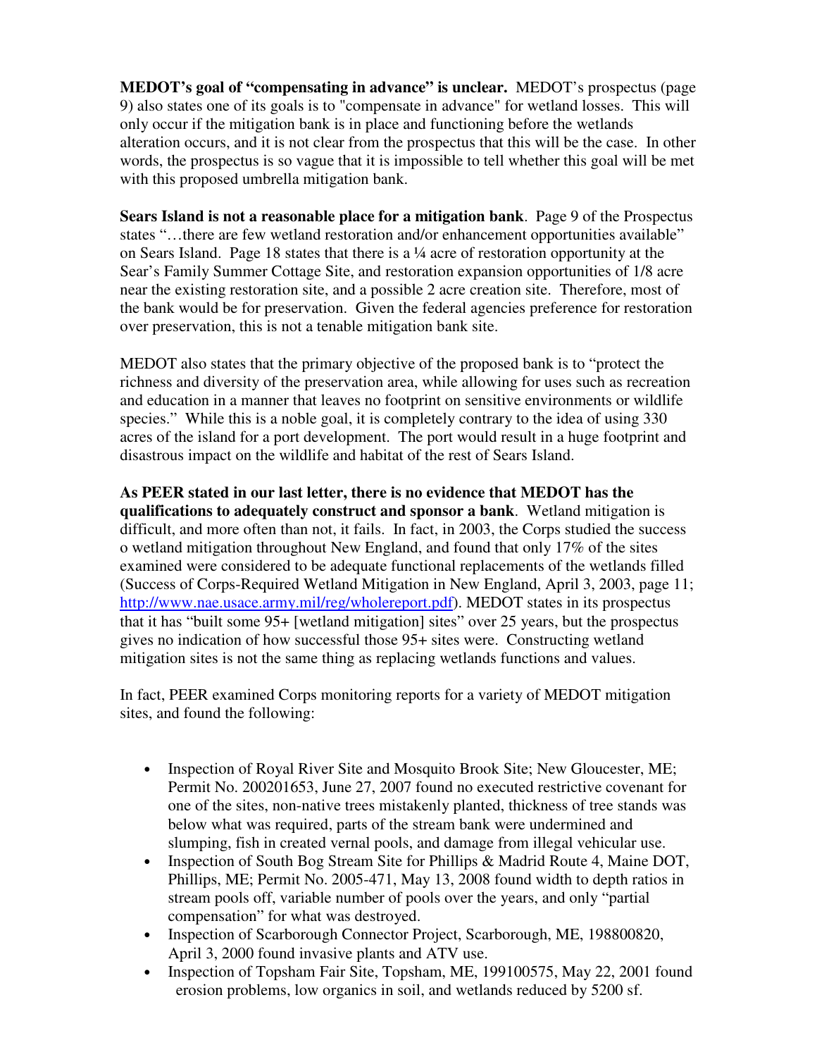**MEDOT's goal of "compensating in advance" is unclear.** MEDOT's prospectus (page 9) also states one of its goals is to "compensate in advance" for wetland losses. This will only occur if the mitigation bank is in place and functioning before the wetlands alteration occurs, and it is not clear from the prospectus that this will be the case. In other words, the prospectus is so vague that it is impossible to tell whether this goal will be met with this proposed umbrella mitigation bank.

**Sears Island is not a reasonable place for a mitigation bank**. Page 9 of the Prospectus states "…there are few wetland restoration and/or enhancement opportunities available" on Sears Island. Page 18 states that there is a ¼ acre of restoration opportunity at the Sear's Family Summer Cottage Site, and restoration expansion opportunities of 1/8 acre near the existing restoration site, and a possible 2 acre creation site. Therefore, most of the bank would be for preservation. Given the federal agencies preference for restoration over preservation, this is not a tenable mitigation bank site.

MEDOT also states that the primary objective of the proposed bank is to "protect the richness and diversity of the preservation area, while allowing for uses such as recreation and education in a manner that leaves no footprint on sensitive environments or wildlife species." While this is a noble goal, it is completely contrary to the idea of using 330 acres of the island for a port development. The port would result in a huge footprint and disastrous impact on the wildlife and habitat of the rest of Sears Island.

**As PEER stated in our last letter, there is no evidence that MEDOT has the qualifications to adequately construct and sponsor a bank**. Wetland mitigation is difficult, and more often than not, it fails. In fact, in 2003, the Corps studied the success o wetland mitigation throughout New England, and found that only 17% of the sites examined were considered to be adequate functional replacements of the wetlands filled (Success of Corps-Required Wetland Mitigation in New England, April 3, 2003, page 11; http://www.nae.usace.army.mil/reg/wholereport.pdf). MEDOT states in its prospectus that it has "built some 95+ [wetland mitigation] sites" over 25 years, but the prospectus gives no indication of how successful those 95+ sites were. Constructing wetland mitigation sites is not the same thing as replacing wetlands functions and values.

In fact, PEER examined Corps monitoring reports for a variety of MEDOT mitigation sites, and found the following:

- Inspection of Royal River Site and Mosquito Brook Site; New Gloucester, ME; Permit No. 200201653, June 27, 2007 found no executed restrictive covenant for one of the sites, non-native trees mistakenly planted, thickness of tree stands was below what was required, parts of the stream bank were undermined and slumping, fish in created vernal pools, and damage from illegal vehicular use.
- Inspection of South Bog Stream Site for Phillips & Madrid Route 4, Maine DOT, Phillips, ME; Permit No. 2005-471, May 13, 2008 found width to depth ratios in stream pools off, variable number of pools over the years, and only "partial compensation" for what was destroyed.
- Inspection of Scarborough Connector Project, Scarborough, ME, 198800820, April 3, 2000 found invasive plants and ATV use.
- Inspection of Topsham Fair Site, Topsham, ME, 199100575, May 22, 2001 found erosion problems, low organics in soil, and wetlands reduced by 5200 sf.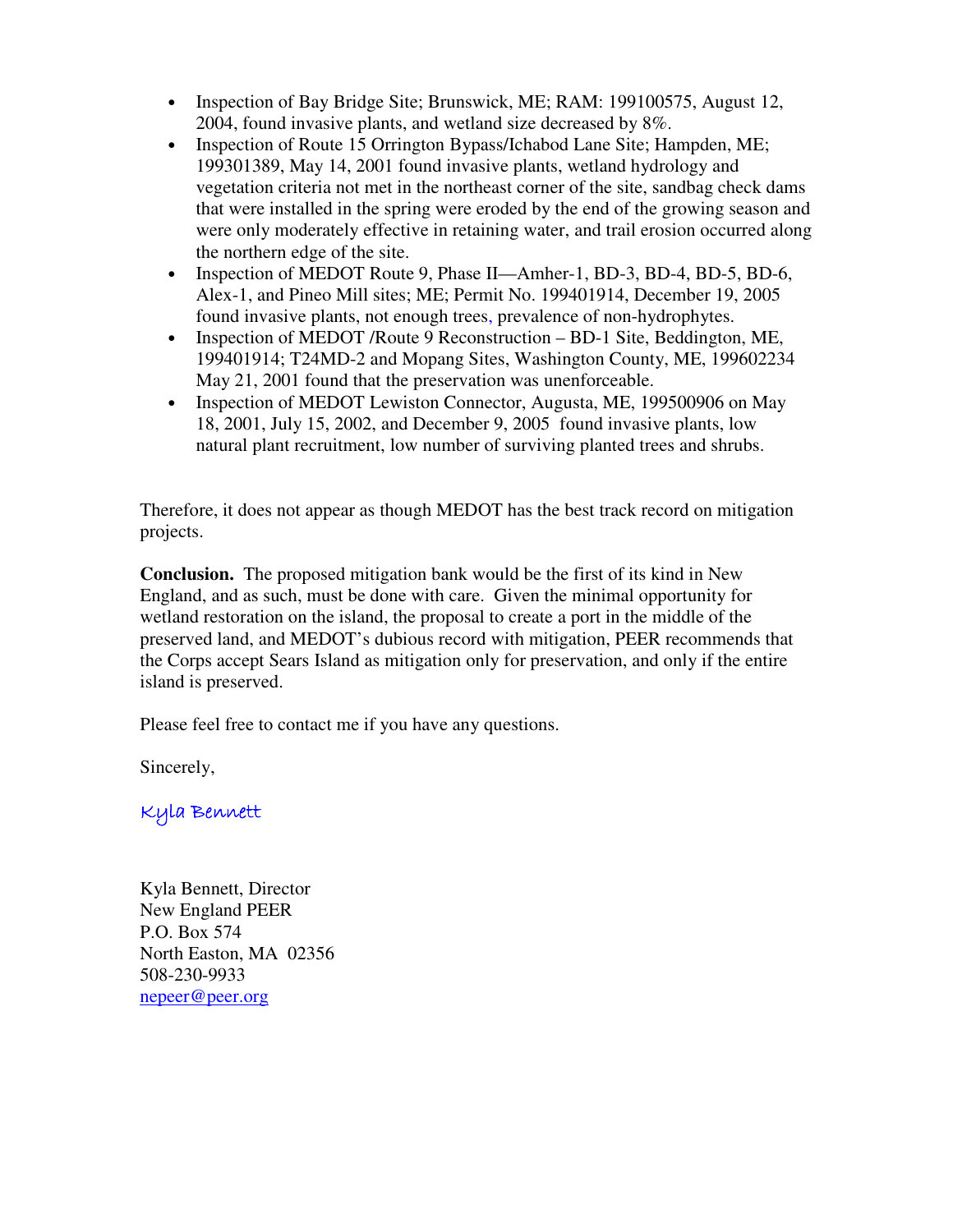- Inspection of Bay Bridge Site; Brunswick, ME; RAM: 199100575, August 12, 2004, found invasive plants, and wetland size decreased by 8%.
- Inspection of Route 15 Orrington Bypass/Ichabod Lane Site; Hampden, ME; 199301389, May 14, 2001 found invasive plants, wetland hydrology and vegetation criteria not met in the northeast corner of the site, sandbag check dams that were installed in the spring were eroded by the end of the growing season and were only moderately effective in retaining water, and trail erosion occurred along the northern edge of the site.
- Inspection of MEDOT Route 9, Phase II—Amher-1, BD-3, BD-4, BD-5, BD-6, Alex-1, and Pineo Mill sites; ME; Permit No. 199401914, December 19, 2005 found invasive plants, not enough trees, prevalence of non-hydrophytes.
- Inspection of MEDOT /Route 9 Reconstruction – BD-1 Site, Beddington, ME, 199401914; T24MD-2 and Mopang Sites, Washington County, ME, 199602234 May 21, 2001 found that the preservation was unenforceable.
- Inspection of MEDOT Lewiston Connector, Augusta, ME, 199500906 on May 18, 2001, July 15, 2002, and December 9, 2005 found invasive plants, low natural plant recruitment, low number of surviving planted trees and shrubs.

Therefore, it does not appear as though MEDOT has the best track record on mitigation projects.

**Conclusion.** The proposed mitigation bank would be the first of its kind in New England, and as such, must be done with care. Given the minimal opportunity for wetland restoration on the island, the proposal to create a port in the middle of the preserved land, and MEDOT's dubious record with mitigation, PEER recommends that the Corps accept Sears Island as mitigation only for preservation, and only if the entire island is preserved.

Please feel free to contact me if you have any questions.

Sincerely,

*Kyla Bennett*

Kyla Bennett, Director
New England PEER
P.O. Box 574
North Easton, MA 02356
508-230-9933
nepeer@peer.org